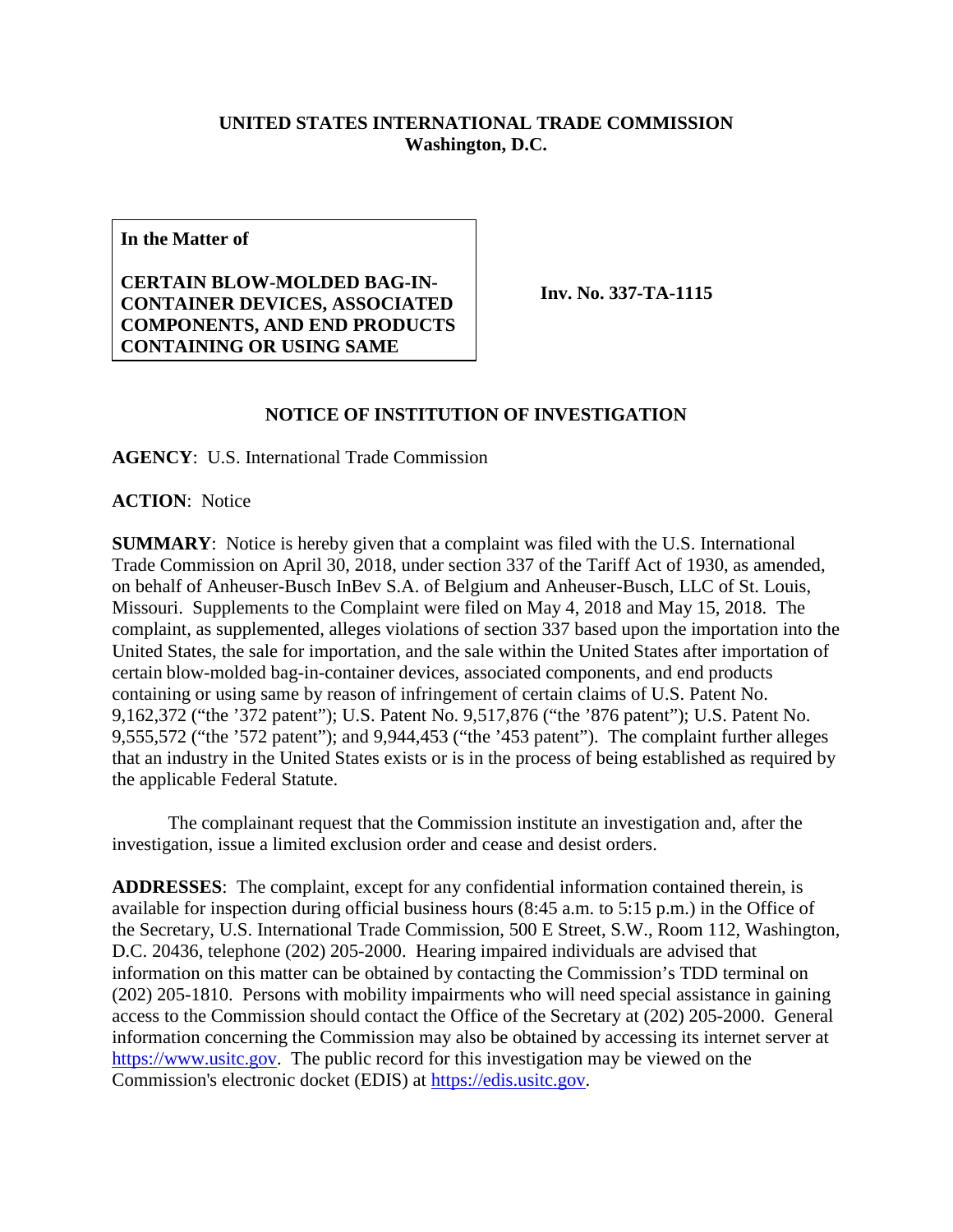**UNITED STATES INTERNATIONAL TRADE COMMISSION**
**Washington, D.C.**

| **In the Matter of**<br><br>**CERTAIN BLOW-MOLDED BAG-IN-CONTAINER DEVICES, ASSOCIATED COMPONENTS, AND END PRODUCTS CONTAINING OR USING SAME** | **Inv. No. 337-TA-1115** |
|---|---|

**NOTICE OF INSTITUTION OF INVESTIGATION**

**AGENCY**: U.S. International Trade Commission

**ACTION**: Notice

**SUMMARY**: Notice is hereby given that a complaint was filed with the U.S. International Trade Commission on April 30, 2018, under section 337 of the Tariff Act of 1930, as amended, on behalf of Anheuser-Busch InBev S.A. of Belgium and Anheuser-Busch, LLC of St. Louis, Missouri. Supplements to the Complaint were filed on May 4, 2018 and May 15, 2018. The complaint, as supplemented, alleges violations of section 337 based upon the importation into the United States, the sale for importation, and the sale within the United States after importation of certain blow-molded bag-in-container devices, associated components, and end products containing or using same by reason of infringement of certain claims of U.S. Patent No. 9,162,372 ("the '372 patent"); U.S. Patent No. 9,517,876 ("the '876 patent"); U.S. Patent No. 9,555,572 ("the '572 patent"); and 9,944,453 ("the '453 patent"). The complaint further alleges that an industry in the United States exists or is in the process of being established as required by the applicable Federal Statute.

The complainant request that the Commission institute an investigation and, after the investigation, issue a limited exclusion order and cease and desist orders.

**ADDRESSES**: The complaint, except for any confidential information contained therein, is available for inspection during official business hours (8:45 a.m. to 5:15 p.m.) in the Office of the Secretary, U.S. International Trade Commission, 500 E Street, S.W., Room 112, Washington, D.C. 20436, telephone (202) 205-2000. Hearing impaired individuals are advised that information on this matter can be obtained by contacting the Commission's TDD terminal on (202) 205-1810. Persons with mobility impairments who will need special assistance in gaining access to the Commission should contact the Office of the Secretary at (202) 205-2000. General information concerning the Commission may also be obtained by accessing its internet server at https://www.usitc.gov. The public record for this investigation may be viewed on the Commission's electronic docket (EDIS) at https://edis.usitc.gov.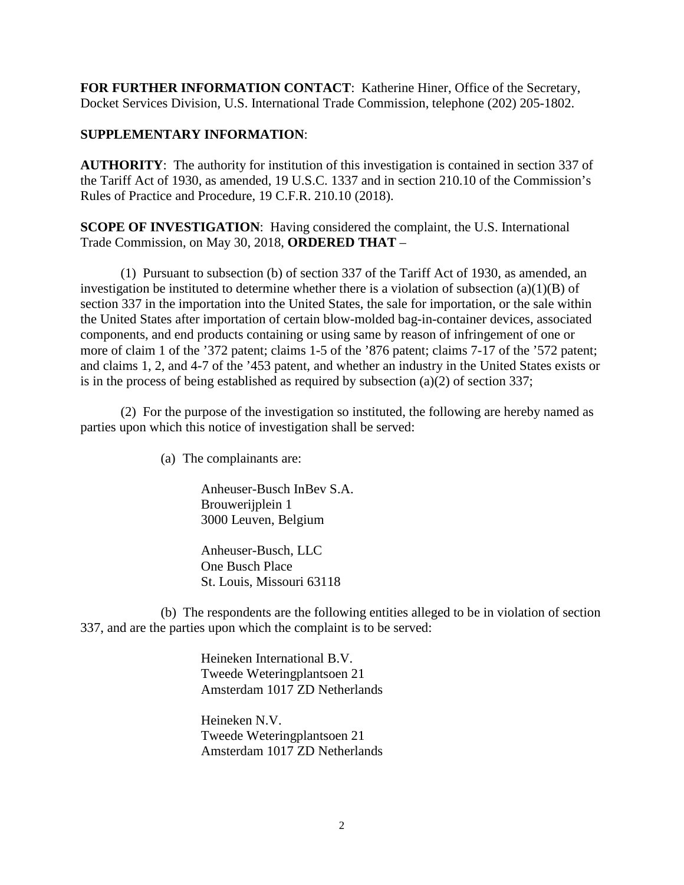**FOR FURTHER INFORMATION CONTACT**: Katherine Hiner, Office of the Secretary, Docket Services Division, U.S. International Trade Commission, telephone (202) 205-1802.

**SUPPLEMENTARY INFORMATION**:

**AUTHORITY**: The authority for institution of this investigation is contained in section 337 of the Tariff Act of 1930, as amended, 19 U.S.C. 1337 and in section 210.10 of the Commission's Rules of Practice and Procedure, 19 C.F.R. 210.10 (2018).

**SCOPE OF INVESTIGATION**: Having considered the complaint, the U.S. International Trade Commission, on May 30, 2018, **ORDERED THAT** –

(1) Pursuant to subsection (b) of section 337 of the Tariff Act of 1930, as amended, an investigation be instituted to determine whether there is a violation of subsection (a)(1)(B) of section 337 in the importation into the United States, the sale for importation, or the sale within the United States after importation of certain blow-molded bag-in-container devices, associated components, and end products containing or using same by reason of infringement of one or more of claim 1 of the '372 patent; claims 1-5 of the '876 patent; claims 7-17 of the '572 patent; and claims 1, 2, and 4-7 of the '453 patent, and whether an industry in the United States exists or is in the process of being established as required by subsection (a)(2) of section 337;

(2) For the purpose of the investigation so instituted, the following are hereby named as parties upon which this notice of investigation shall be served:

(a) The complainants are:

Anheuser-Busch InBev S.A.
Brouwerijplein 1
3000 Leuven, Belgium

Anheuser-Busch, LLC
One Busch Place
St. Louis, Missouri 63118

(b) The respondents are the following entities alleged to be in violation of section 337, and are the parties upon which the complaint is to be served:

Heineken International B.V.
Tweede Weteringplantsoen 21
Amsterdam 1017 ZD Netherlands

Heineken N.V.
Tweede Weteringplantsoen 21
Amsterdam 1017 ZD Netherlands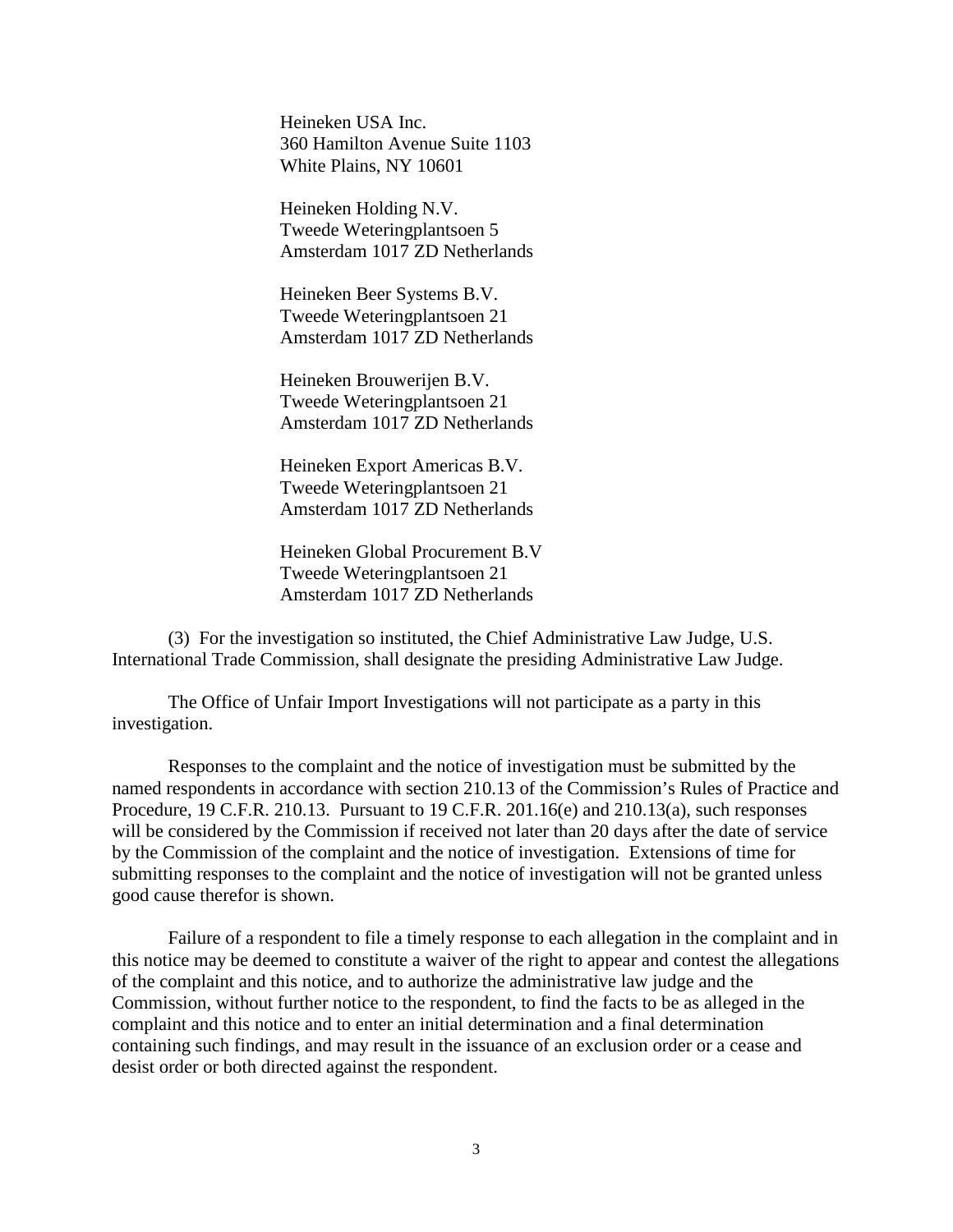Heineken USA Inc.
360 Hamilton Avenue Suite 1103
White Plains, NY 10601

Heineken Holding N.V.
Tweede Weteringplantsoen 5
Amsterdam 1017 ZD Netherlands

Heineken Beer Systems B.V.
Tweede Weteringplantsoen 21
Amsterdam 1017 ZD Netherlands

Heineken Brouwerijen B.V.
Tweede Weteringplantsoen 21
Amsterdam 1017 ZD Netherlands

Heineken Export Americas B.V.
Tweede Weteringplantsoen 21
Amsterdam 1017 ZD Netherlands

Heineken Global Procurement B.V
Tweede Weteringplantsoen 21
Amsterdam 1017 ZD Netherlands

(3) For the investigation so instituted, the Chief Administrative Law Judge, U.S. International Trade Commission, shall designate the presiding Administrative Law Judge.

The Office of Unfair Import Investigations will not participate as a party in this investigation.

Responses to the complaint and the notice of investigation must be submitted by the named respondents in accordance with section 210.13 of the Commission's Rules of Practice and Procedure, 19 C.F.R. 210.13. Pursuant to 19 C.F.R. 201.16(e) and 210.13(a), such responses will be considered by the Commission if received not later than 20 days after the date of service by the Commission of the complaint and the notice of investigation. Extensions of time for submitting responses to the complaint and the notice of investigation will not be granted unless good cause therefor is shown.

Failure of a respondent to file a timely response to each allegation in the complaint and in this notice may be deemed to constitute a waiver of the right to appear and contest the allegations of the complaint and this notice, and to authorize the administrative law judge and the Commission, without further notice to the respondent, to find the facts to be as alleged in the complaint and this notice and to enter an initial determination and a final determination containing such findings, and may result in the issuance of an exclusion order or a cease and desist order or both directed against the respondent.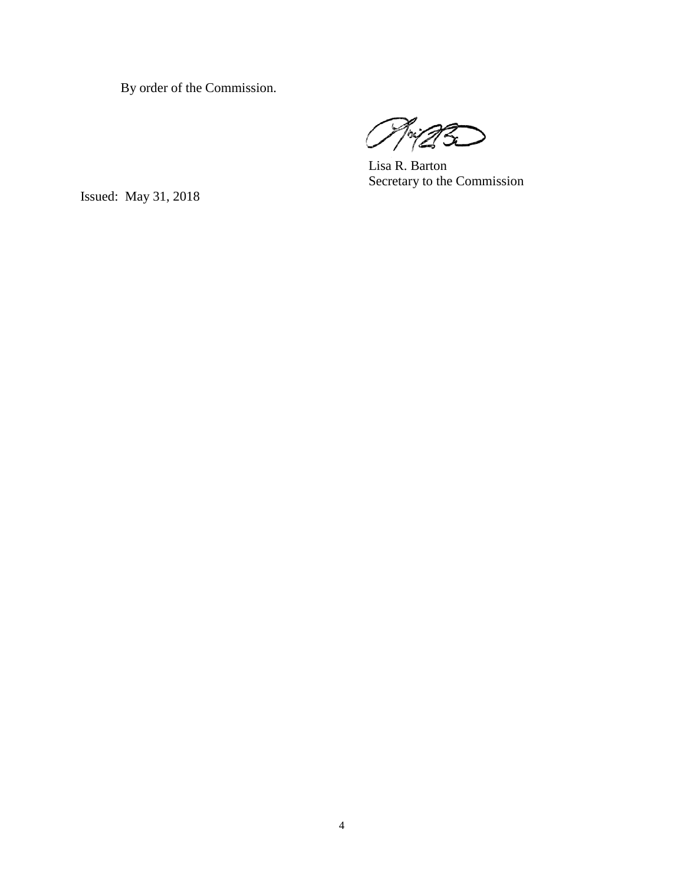By order of the Commission.

Lisa R. Barton
Secretary to the Commission

Issued: May 31, 2018